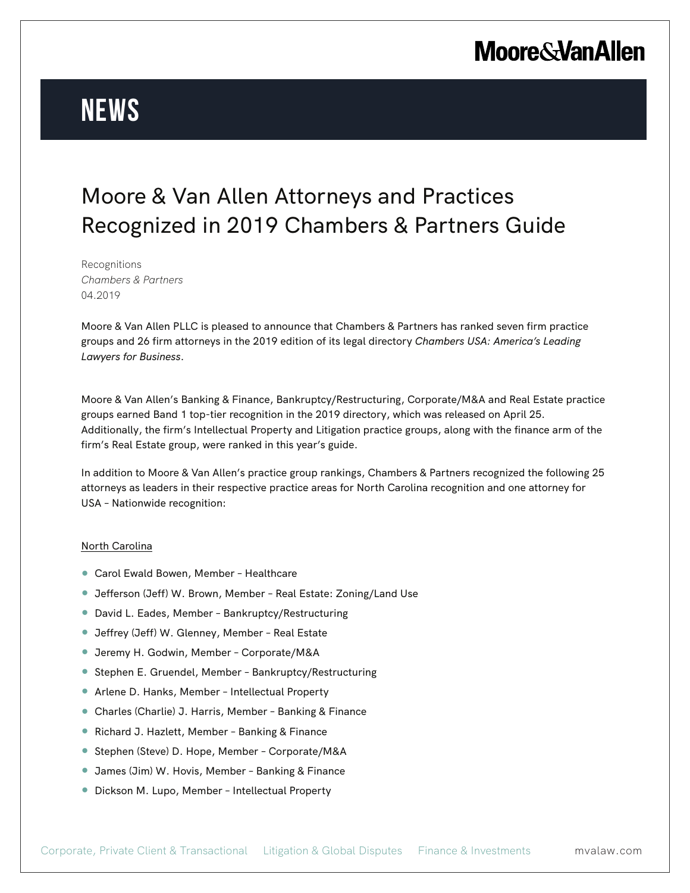# NEWS

## Moore & Van Allen Attorneys and Practices Recognized in 2019 Chambers & Partners Guide

Recognitions
*Chambers & Partners*
04.2019

Moore & Van Allen PLLC is pleased to announce that Chambers & Partners has ranked seven firm practice groups and 26 firm attorneys in the 2019 edition of its legal directory *Chambers USA: America's Leading Lawyers for Business*.

Moore & Van Allen's Banking & Finance, Bankruptcy/Restructuring, Corporate/M&A and Real Estate practice groups earned Band 1 top-tier recognition in the 2019 directory, which was released on April 25. Additionally, the firm's Intellectual Property and Litigation practice groups, along with the finance arm of the firm's Real Estate group, were ranked in this year's guide.

In addition to Moore & Van Allen's practice group rankings, Chambers & Partners recognized the following 25 attorneys as leaders in their respective practice areas for North Carolina recognition and one attorney for USA – Nationwide recognition:

North Carolina

- Carol Ewald Bowen, Member – Healthcare
- Jefferson (Jeff) W. Brown, Member – Real Estate: Zoning/Land Use
- David L. Eades, Member – Bankruptcy/Restructuring
- Jeffrey (Jeff) W. Glenney, Member – Real Estate
- Jeremy H. Godwin, Member – Corporate/M&A
- Stephen E. Gruendel, Member – Bankruptcy/Restructuring
- Arlene D. Hanks, Member – Intellectual Property
- Charles (Charlie) J. Harris, Member – Banking & Finance
- Richard J. Hazlett, Member – Banking & Finance
- Stephen (Steve) D. Hope, Member – Corporate/M&A
- James (Jim) W. Hovis, Member – Banking & Finance
- Dickson M. Lupo, Member – Intellectual Property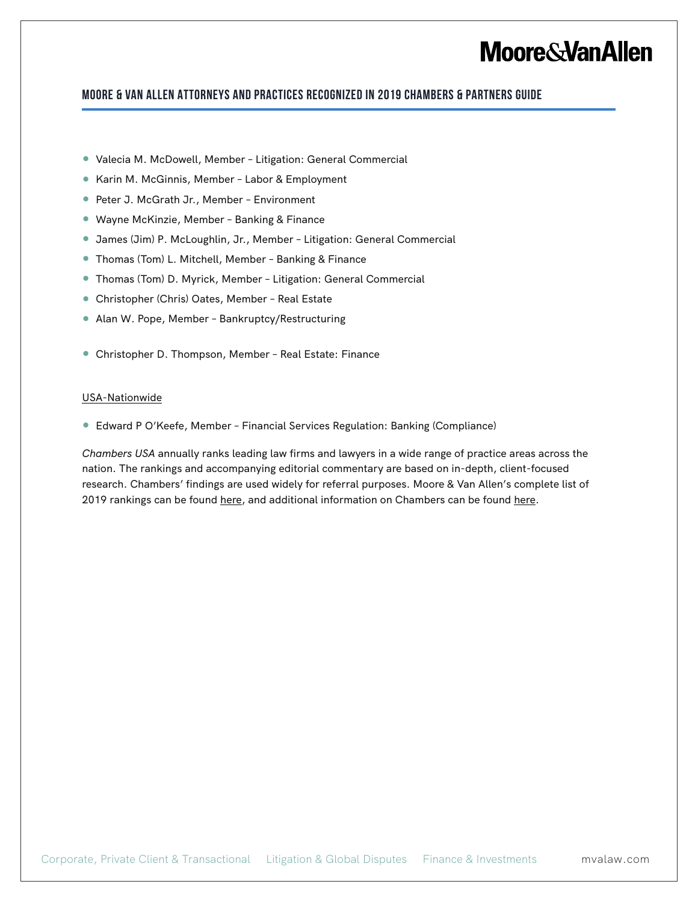- Valecia M. McDowell, Member – Litigation: General Commercial
- Karin M. McGinnis, Member – Labor & Employment
- Peter J. McGrath Jr., Member – Environment
- Wayne McKinzie, Member – Banking & Finance
- James (Jim) P. McLoughlin, Jr., Member – Litigation: General Commercial
- Thomas (Tom) L. Mitchell, Member – Banking & Finance
- Thomas (Tom) D. Myrick, Member – Litigation: General Commercial
- Christopher (Chris) Oates, Member – Real Estate
- Alan W. Pope, Member – Bankruptcy/Restructuring
- Christopher D. Thompson, Member – Real Estate: Finance

USA-Nationwide

- Edward P O'Keefe, Member – Financial Services Regulation: Banking (Compliance)

*Chambers USA* annually ranks leading law firms and lawyers in a wide range of practice areas across the nation. The rankings and accompanying editorial commentary are based on in-depth, client-focused research. Chambers' findings are used widely for referral purposes. Moore & Van Allen's complete list of 2019 rankings can be found here, and additional information on Chambers can be found here.